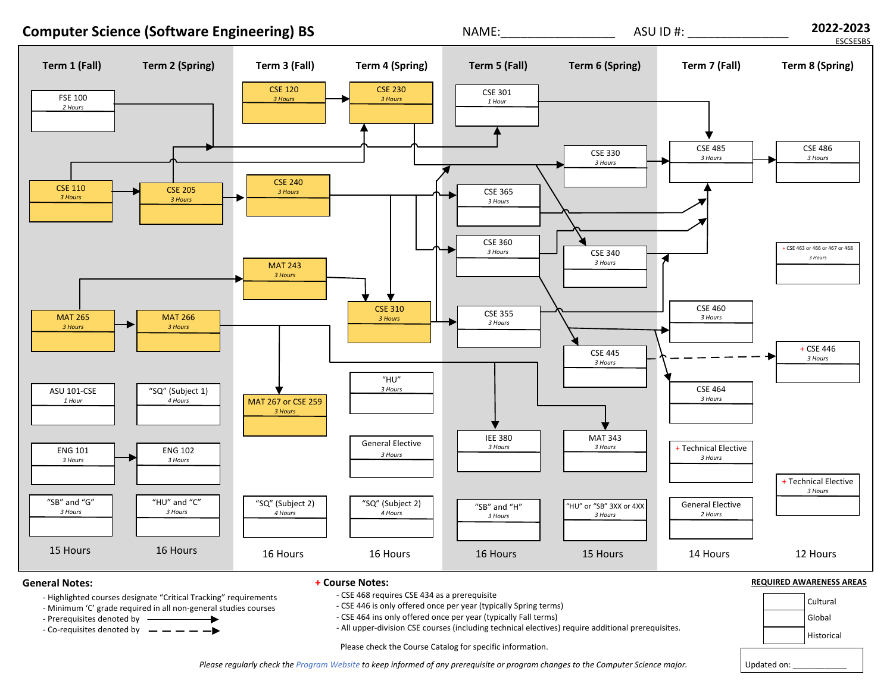# Computer Science (Software Engineering) BS

NAME:_________________ ASU ID #: _______________

**2022-2023**
ESCSESBS

| Term 1 (Fall) | Term 2 (Spring) | Term 3 (Fall) | Term 4 (Spring) | Term 5 (Fall) | Term 6 (Spring) | Term 7 (Fall) | Term 8 (Spring) |
|---|---|---|---|---|---|---|---|
| FSE 100 (2 Hours) | CSE 205 (3 Hours) | CSE 120 (3 Hours) | CSE 230 (3 Hours) | CSE 301 (1 Hour) | CSE 330 (3 Hours) | CSE 485 (3 Hours) | CSE 486 (3 Hours) |
| CSE 110 (3 Hours) | MAT 266 (3 Hours) | CSE 240 (3 Hours) | CSE 310 (3 Hours) | CSE 365 (3 Hours) | CSE 340 (3 Hours) | CSE 460 (3 Hours) | + CSE 463 or 466 or 467 or 468 (3 Hours) |
| MAT 265 (3 Hours) | "SQ" (Subject 1) (4 Hours) | MAT 243 (3 Hours) | "HU" (3 Hours) | CSE 360 (3 Hours) | CSE 445 (3 Hours) | CSE 464 (3 Hours) | + CSE 446 (3 Hours) |
| ASU 101-CSE (1 Hour) | ENG 102 (3 Hours) | MAT 267 or CSE 259 (3 Hours) | General Elective (3 Hours) | CSE 355 (3 Hours) | MAT 343 (3 Hours) | + Technical Elective (3 Hours) | + Technical Elective (3 Hours) |
| ENG 101 (3 Hours) | "HU" and "C" (3 Hours) | "SQ" (Subject 2) (4 Hours) | "SQ" (Subject 2) (4 Hours) | IEE 380 (3 Hours) | "HU" or "SB" 3XX or 4XX (3 Hours) | General Elective (2 Hours) | |
| "SB" and "G" (3 Hours) | | | | "SB" and "H" (3 Hours) | | | |
| 15 Hours | 16 Hours | 16 Hours | 16 Hours | 16 Hours | 15 Hours | 14 Hours | 12 Hours |

## General Notes:

- Highlighted courses designate "Critical Tracking" requirements
- Minimum 'C' grade required in all non-general studies courses
- Prerequisites denoted by ⟶
- Co-requisites denoted by – – – ⟶

## + Course Notes:

- CSE 468 requires CSE 434 as a prerequisite
- CSE 446 is only offered once per year (typically Spring terms)
- CSE 464 ins only offered once per year (typically Fall terms)
- All upper-division CSE courses (including technical electives) require additional prerequisites.

Please check the Course Catalog for specific information.

**REQUIRED AWARENESS AREAS**

- Cultural
- Global
- Historical

Updated on: ___________

*Please regularly check the Program Website to keep informed of any prerequisite or program changes to the Computer Science major.*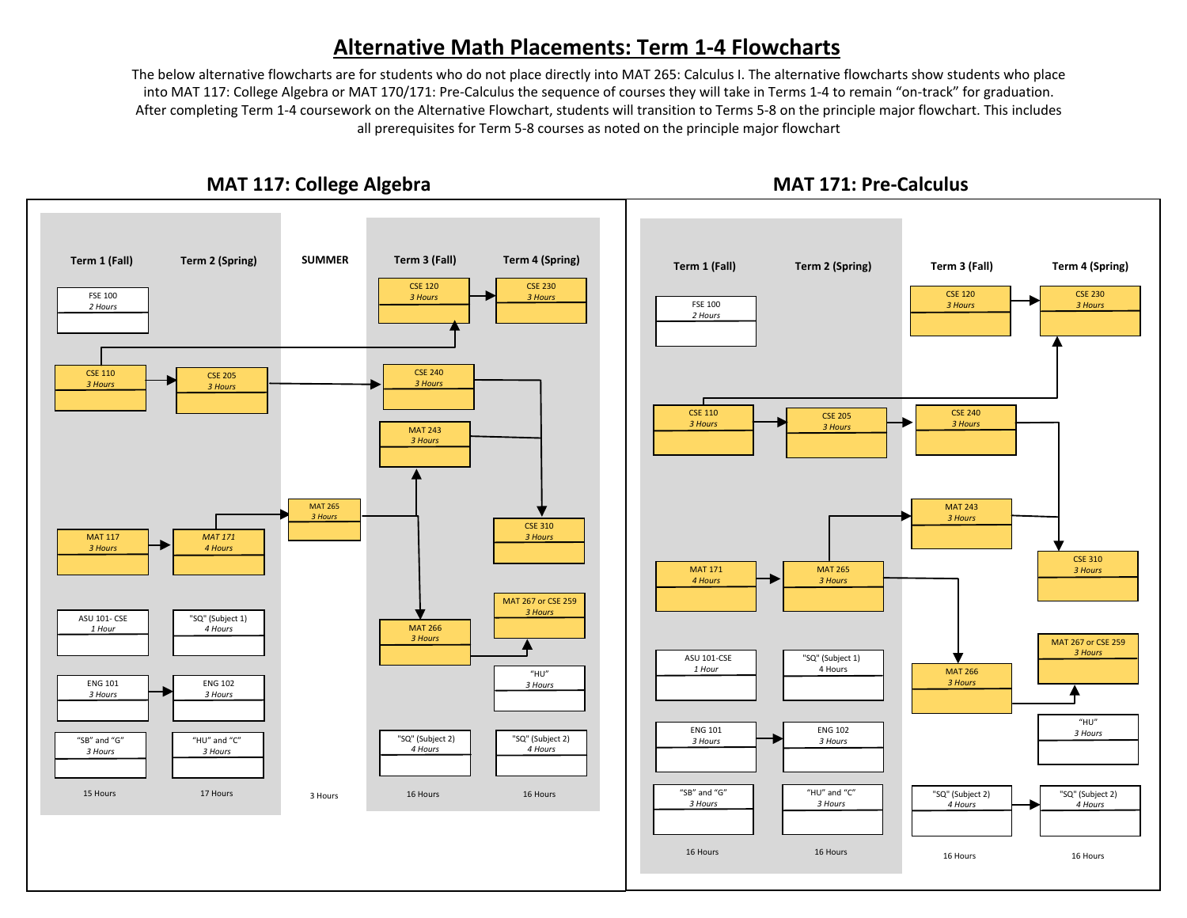# Alternative Math Placements: Term 1-4 Flowcharts

The below alternative flowcharts are for students who do not place directly into MAT 265: Calculus I. The alternative flowcharts show students who place into MAT 117: College Algebra or MAT 170/171: Pre-Calculus the sequence of courses they will take in Terms 1-4 to remain "on-track" for graduation. After completing Term 1-4 coursework on the Alternative Flowchart, students will transition to Terms 5-8 on the principle major flowchart. This includes all prerequisites for Term 5-8 courses as noted on the principle major flowchart

## MAT 117: College Algebra

**Term 1 (Fall)**

FSE 100
*2 Hours*

CSE 110
*3 Hours*

MAT 117
*3 Hours*

ASU 101- CSE
*1 Hour*

ENG 101
*3 Hours*

"SB" and "G"
*3 Hours*

15 Hours

**Term 2 (Spring)**

CSE 205
*3 Hours*

MAT 171
*4 Hours*

"SQ" (Subject 1)
*4 Hours*

ENG 102
*3 Hours*

"HU" and "C"
*3 Hours*

17 Hours

**SUMMER**

MAT 265
*3 Hours*

3 Hours

**Term 3 (Fall)**

CSE 120
*3 Hours*

CSE 240
*3 Hours*

MAT 243
*3 Hours*

MAT 266
*3 Hours*

"SQ" (Subject 2)
*4 Hours*

16 Hours

**Term 4 (Spring)**

CSE 230
*3 Hours*

CSE 310
*3 Hours*

MAT 267 or CSE 259
*3 Hours*

"HU"
*3 Hours*

"SQ" (Subject 2)
*4 Hours*

16 Hours

## MAT 171: Pre-Calculus

**Term 1 (Fall)**

FSE 100
*2 Hours*

CSE 110
*3 Hours*

MAT 171
*4 Hours*

ASU 101-CSE
*1 Hour*

ENG 101
*3 Hours*

"SB" and "G"
*3 Hours*

16 Hours

**Term 2 (Spring)**

CSE 205
*3 Hours*

MAT 265
*3 Hours*

"SQ" (Subject 1)
4 Hours

ENG 102
*3 Hours*

"HU" and "C"
*3 Hours*

16 Hours

**Term 3 (Fall)**

CSE 120
*3 Hours*

CSE 240
*3 Hours*

MAT 243
*3 Hours*

MAT 266
*3 Hours*

"SQ" (Subject 2)
*4 Hours*

16 Hours

**Term 4 (Spring)**

CSE 230
*3 Hours*

CSE 310
*3 Hours*

MAT 267 or CSE 259
*3 Hours*

"HU"
*3 Hours*

"SQ" (Subject 2)
*4 Hours*

16 Hours